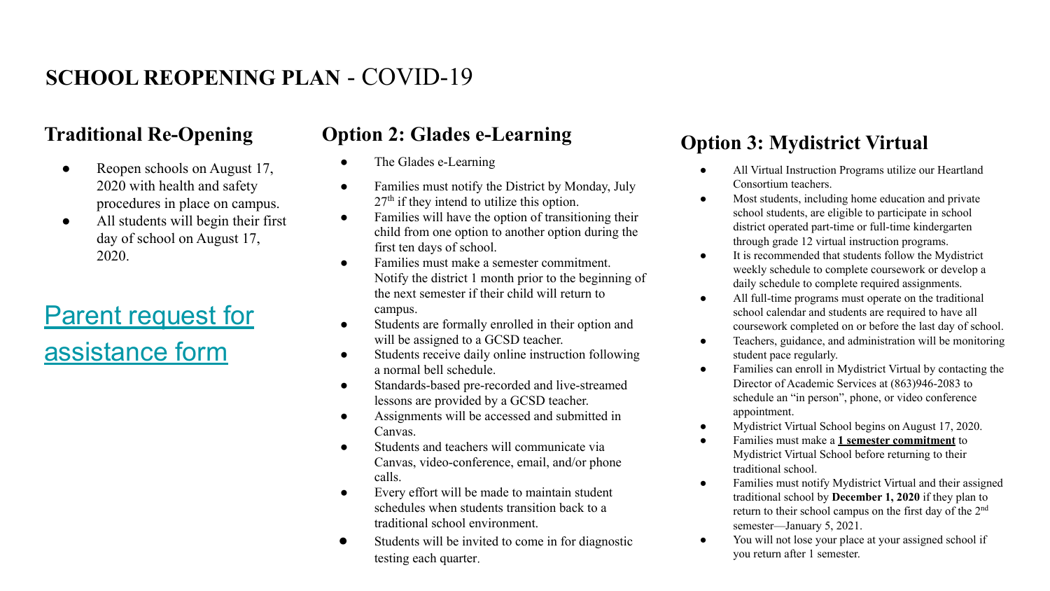# SCHOOL REOPENING PLAN - COVID-19

## Traditional Re-Opening

- Reopen schools on August 17, 2020 with health and safety procedures in place on campus.
- All students will begin their first day of school on August 17, 2020.

[Parent request for assistance form]

## Option 2: Glades e-Learning

- The Glades e-Learning
- Families must notify the District by Monday, July 27th if they intend to utilize this option.
- Families will have the option of transitioning their child from one option to another option during the first ten days of school.
- Families must make a semester commitment. Notify the district 1 month prior to the beginning of the next semester if their child will return to campus.
- Students are formally enrolled in their option and will be assigned to a GCSD teacher.
- Students receive daily online instruction following a normal bell schedule.
- Standards-based pre-recorded and live-streamed lessons are provided by a GCSD teacher.
- Assignments will be accessed and submitted in Canvas.
- Students and teachers will communicate via Canvas, video-conference, email, and/or phone calls.
- Every effort will be made to maintain student schedules when students transition back to a traditional school environment.
- Students will be invited to come in for diagnostic testing each quarter.

## Option 3: Mydistrict Virtual

- All Virtual Instruction Programs utilize our Heartland Consortium teachers.
- Most students, including home education and private school students, are eligible to participate in school district operated part-time or full-time kindergarten through grade 12 virtual instruction programs.
- It is recommended that students follow the Mydistrict weekly schedule to complete coursework or develop a daily schedule to complete required assignments.
- All full-time programs must operate on the traditional school calendar and students are required to have all coursework completed on or before the last day of school.
- Teachers, guidance, and administration will be monitoring student pace regularly.
- Families can enroll in Mydistrict Virtual by contacting the Director of Academic Services at (863)946-2083 to schedule an "in person", phone, or video conference appointment.
- Mydistrict Virtual School begins on August 17, 2020.
- Families must make a **1 semester commitment** to Mydistrict Virtual School before returning to their traditional school.
- Families must notify Mydistrict Virtual and their assigned traditional school by **December 1, 2020** if they plan to return to their school campus on the first day of the 2nd semester—January 5, 2021.
- You will not lose your place at your assigned school if you return after 1 semester.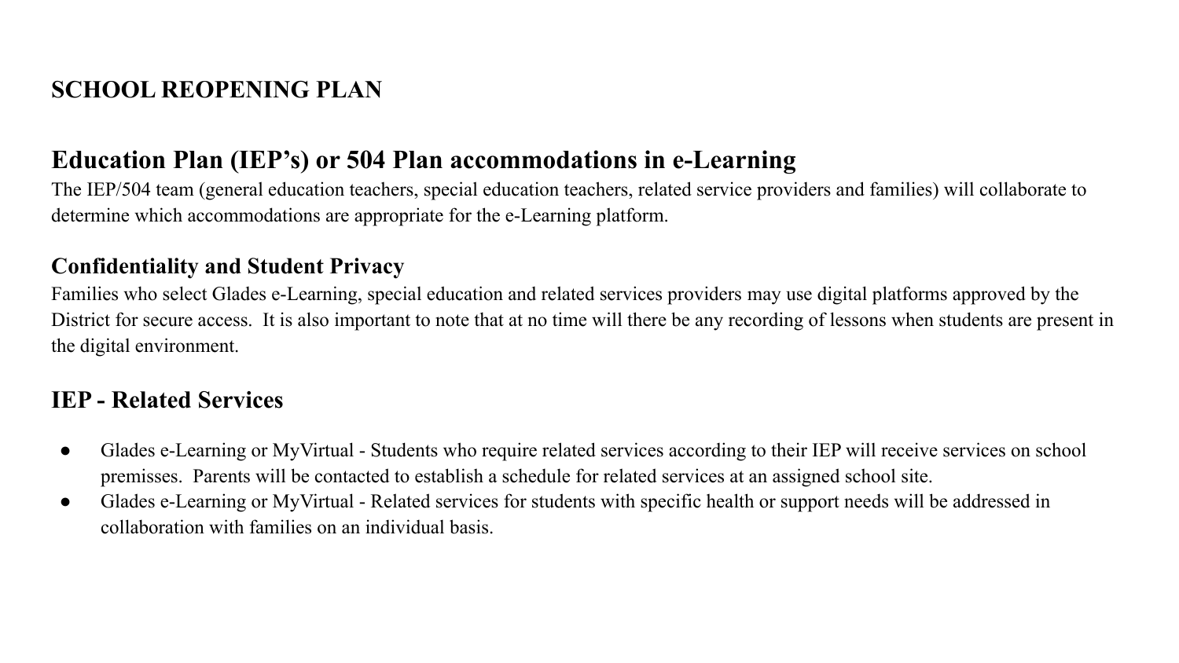# SCHOOL REOPENING PLAN

## Education Plan (IEP's) or 504 Plan accommodations in e-Learning

The IEP/504 team (general education teachers, special education teachers, related service providers and families) will collaborate to determine which accommodations are appropriate for the e-Learning platform.

### Confidentiality and Student Privacy

Families who select Glades e-Learning, special education and related services providers may use digital platforms approved by the District for secure access. It is also important to note that at no time will there be any recording of lessons when students are present in the digital environment.

## IEP - Related Services

- Glades e-Learning or MyVirtual - Students who require related services according to their IEP will receive services on school premisses. Parents will be contacted to establish a schedule for related services at an assigned school site.
- Glades e-Learning or MyVirtual - Related services for students with specific health or support needs will be addressed in collaboration with families on an individual basis.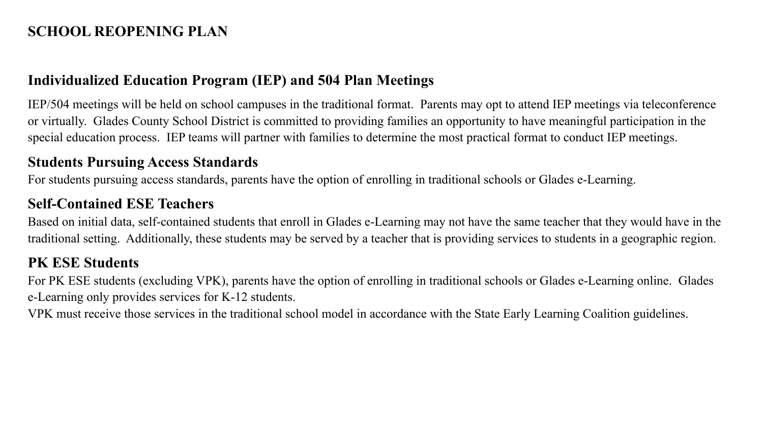# SCHOOL REOPENING PLAN

## Individualized Education Program (IEP) and 504 Plan Meetings

IEP/504 meetings will be held on school campuses in the traditional format. Parents may opt to attend IEP meetings via teleconference or virtually. Glades County School District is committed to providing families an opportunity to have meaningful participation in the special education process. IEP teams will partner with families to determine the most practical format to conduct IEP meetings.

## Students Pursuing Access Standards

For students pursuing access standards, parents have the option of enrolling in traditional schools or Glades e-Learning.

## Self-Contained ESE Teachers

Based on initial data, self-contained students that enroll in Glades e-Learning may not have the same teacher that they would have in the traditional setting. Additionally, these students may be served by a teacher that is providing services to students in a geographic region.

## PK ESE Students

For PK ESE students (excluding VPK), parents have the option of enrolling in traditional schools or Glades e-Learning online. Glades e-Learning only provides services for K-12 students.

VPK must receive those services in the traditional school model in accordance with the State Early Learning Coalition guidelines.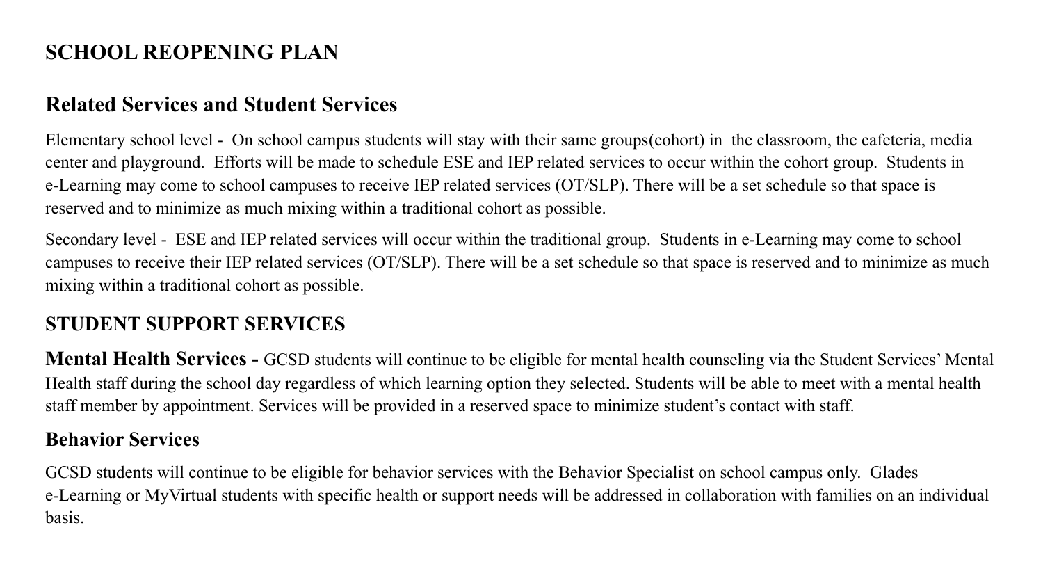# SCHOOL REOPENING PLAN

## Related Services and Student Services

Elementary school level - On school campus students will stay with their same groups(cohort) in the classroom, the cafeteria, media center and playground. Efforts will be made to schedule ESE and IEP related services to occur within the cohort group. Students in e-Learning may come to school campuses to receive IEP related services (OT/SLP). There will be a set schedule so that space is reserved and to minimize as much mixing within a traditional cohort as possible.

Secondary level - ESE and IEP related services will occur within the traditional group. Students in e-Learning may come to school campuses to receive their IEP related services (OT/SLP). There will be a set schedule so that space is reserved and to minimize as much mixing within a traditional cohort as possible.

## STUDENT SUPPORT SERVICES

**Mental Health Services -** GCSD students will continue to be eligible for mental health counseling via the Student Services' Mental Health staff during the school day regardless of which learning option they selected. Students will be able to meet with a mental health staff member by appointment. Services will be provided in a reserved space to minimize student's contact with staff.

### Behavior Services

GCSD students will continue to be eligible for behavior services with the Behavior Specialist on school campus only. Glades e-Learning or MyVirtual students with specific health or support needs will be addressed in collaboration with families on an individual basis.